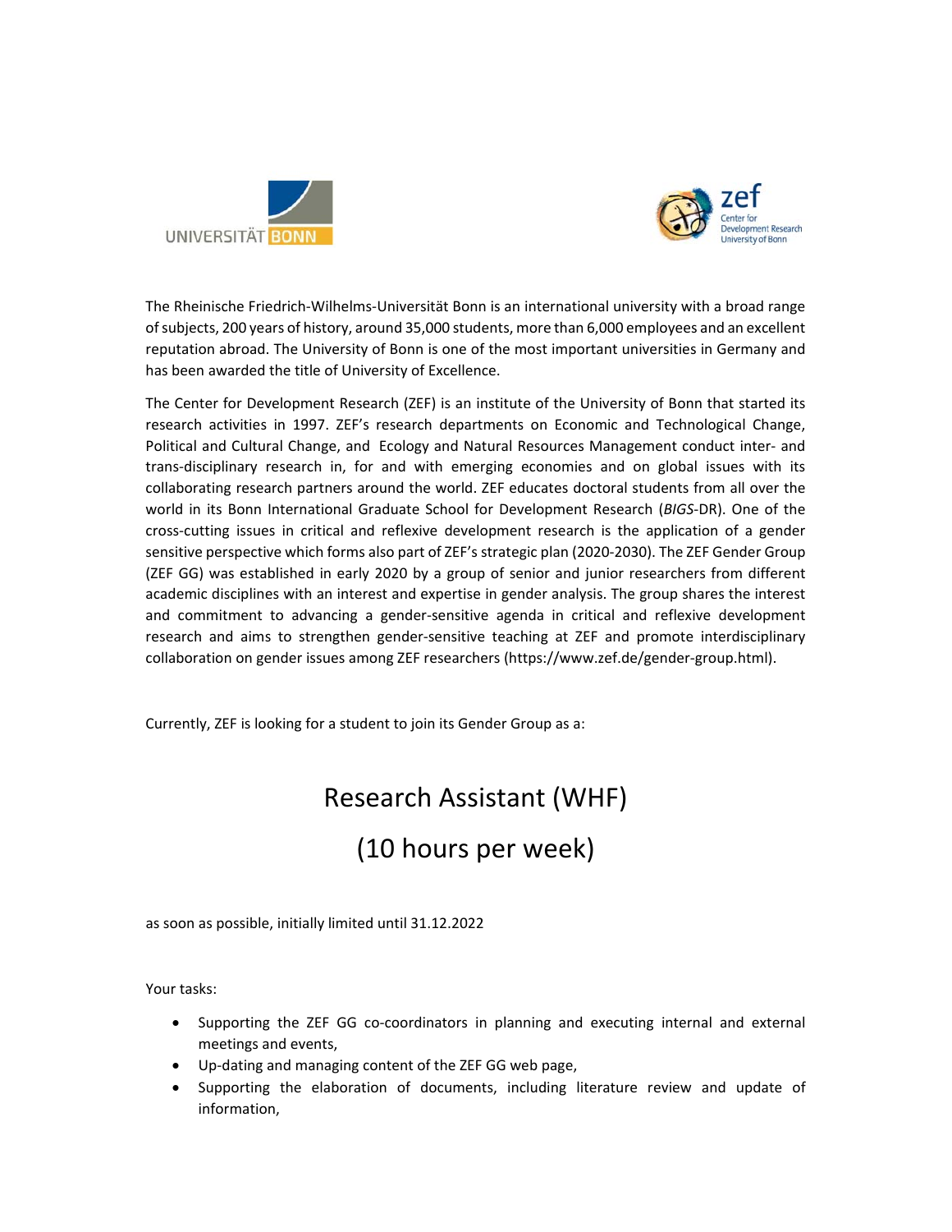The Rheinische Friedrich-Wilhelms-Universität Bonn is an international university with a broad range of subjects, 200 years of history, around 35,000 students, more than 6,000 employees and an excellent reputation abroad. The University of Bonn is one of the most important universities in Germany and has been awarded the title of University of Excellence.

The Center for Development Research (ZEF) is an institute of the University of Bonn that started its research activities in 1997. ZEF's research departments on Economic and Technological Change, Political and Cultural Change, and Ecology and Natural Resources Management conduct inter- and trans-disciplinary research in, for and with emerging economies and on global issues with its collaborating research partners around the world. ZEF educates doctoral students from all over the world in its Bonn International Graduate School for Development Research (*BIGS*-DR). One of the cross-cutting issues in critical and reflexive development research is the application of a gender sensitive perspective which forms also part of ZEF's strategic plan (2020-2030). The ZEF Gender Group (ZEF GG) was established in early 2020 by a group of senior and junior researchers from different academic disciplines with an interest and expertise in gender analysis. The group shares the interest and commitment to advancing a gender-sensitive agenda in critical and reflexive development research and aims to strengthen gender-sensitive teaching at ZEF and promote interdisciplinary collaboration on gender issues among ZEF researchers (https://www.zef.de/gender-group.html).

Currently, ZEF is looking for a student to join its Gender Group as a:

# Research Assistant (WHF)

# (10 hours per week)

as soon as possible, initially limited until 31.12.2022

Your tasks:

- Supporting the ZEF GG co-coordinators in planning and executing internal and external meetings and events,
- Up-dating and managing content of the ZEF GG web page,
- Supporting the elaboration of documents, including literature review and update of information,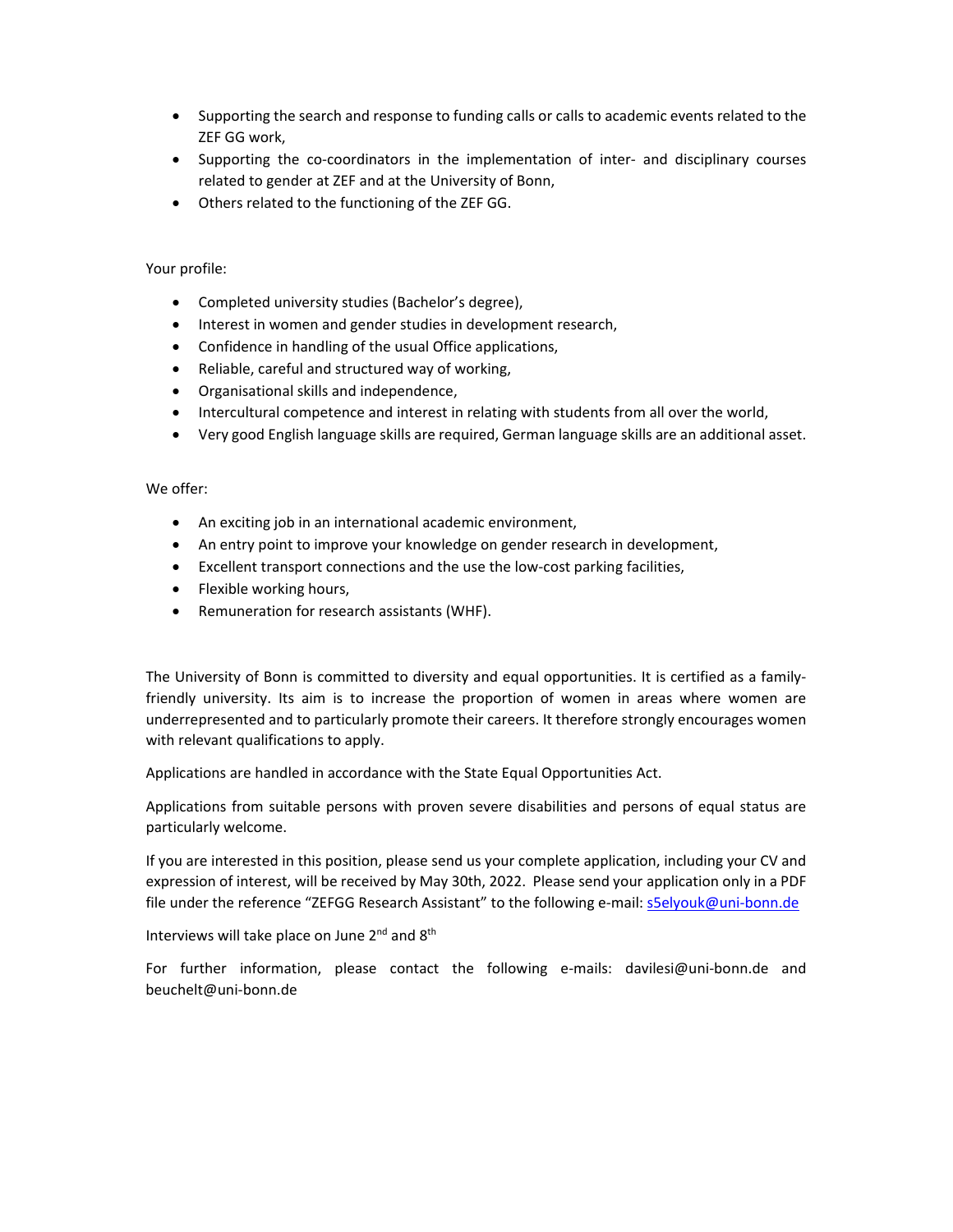- Supporting the search and response to funding calls or calls to academic events related to the ZEF GG work,
- Supporting the co-coordinators in the implementation of inter- and disciplinary courses related to gender at ZEF and at the University of Bonn,
- Others related to the functioning of the ZEF GG.

Your profile:

- Completed university studies (Bachelor's degree),
- Interest in women and gender studies in development research,
- Confidence in handling of the usual Office applications,
- Reliable, careful and structured way of working,
- Organisational skills and independence,
- Intercultural competence and interest in relating with students from all over the world,
- Very good English language skills are required, German language skills are an additional asset.

We offer:

- An exciting job in an international academic environment,
- An entry point to improve your knowledge on gender research in development,
- Excellent transport connections and the use the low-cost parking facilities,
- Flexible working hours,
- Remuneration for research assistants (WHF).

The University of Bonn is committed to diversity and equal opportunities. It is certified as a family-friendly university. Its aim is to increase the proportion of women in areas where women are underrepresented and to particularly promote their careers. It therefore strongly encourages women with relevant qualifications to apply.

Applications are handled in accordance with the State Equal Opportunities Act.

Applications from suitable persons with proven severe disabilities and persons of equal status are particularly welcome.

If you are interested in this position, please send us your complete application, including your CV and expression of interest, will be received by May 30th, 2022. Please send your application only in a PDF file under the reference "ZEFGG Research Assistant" to the following e-mail: s5elyouk@uni-bonn.de

Interviews will take place on June 2nd and 8th

For further information, please contact the following e-mails: davilesi@uni-bonn.de and beuchelt@uni-bonn.de